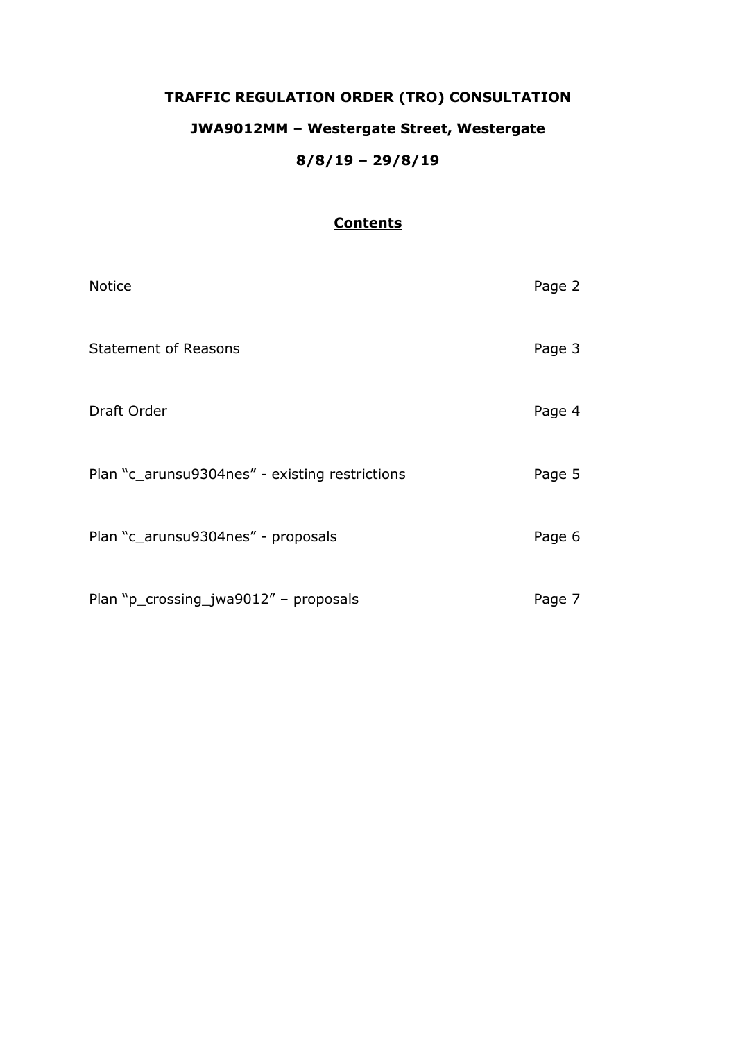# TRAFFIC REGULATION ORDER (TRO) CONSULTATION

## JWA9012MM – Westergate Street, Westergate

## 8/8/19 – 29/8/19

### Contents

| | |
|---|---|
| Notice | Page 2 |
| Statement of Reasons | Page 3 |
| Draft Order | Page 4 |
| Plan "c_arunsu9304nes" - existing restrictions | Page 5 |
| Plan "c_arunsu9304nes" - proposals | Page 6 |
| Plan "p_crossing_jwa9012" – proposals | Page 7 |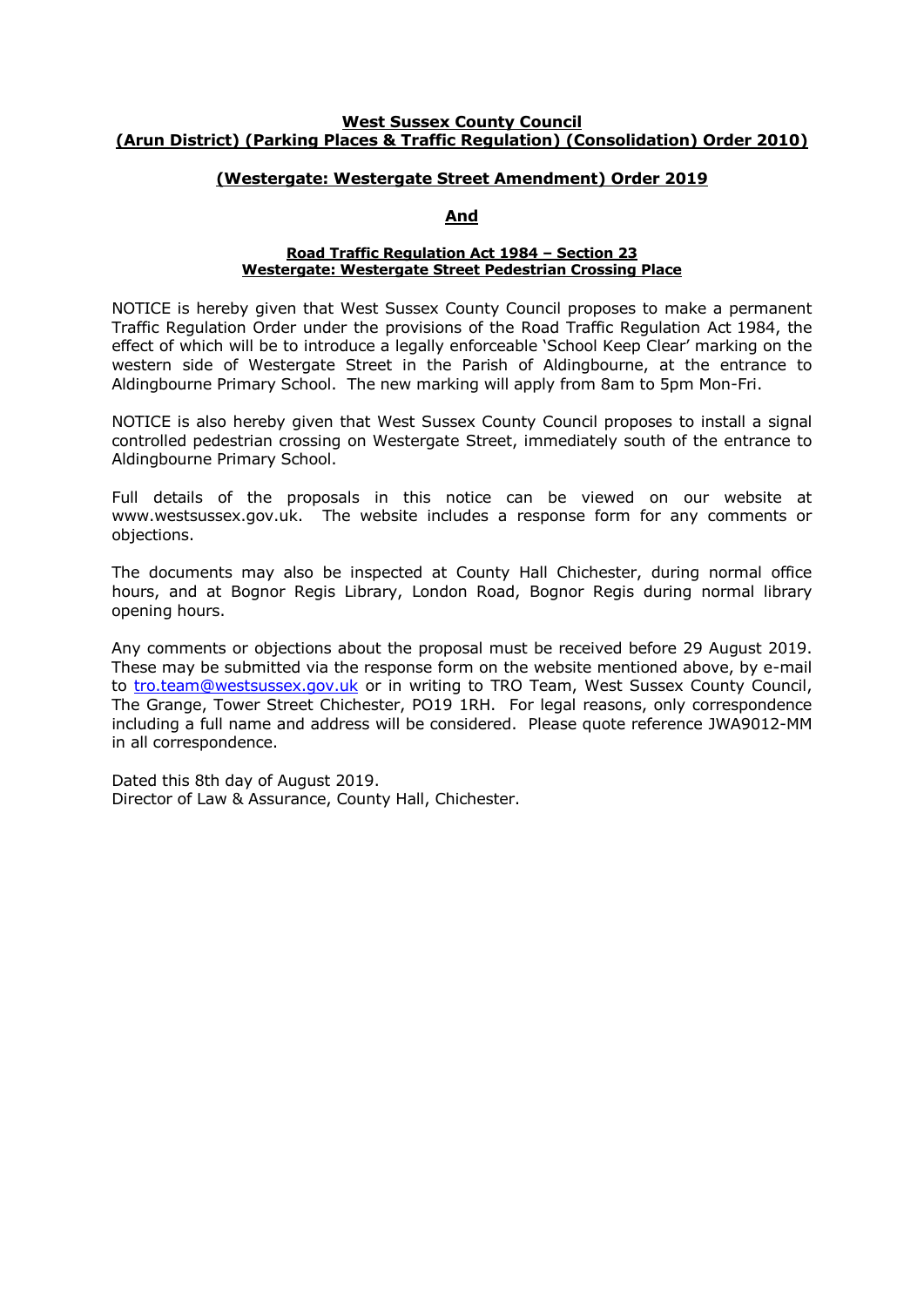**West Sussex County Council**
**(Arun District) (Parking Places & Traffic Regulation) (Consolidation) Order 2010)**

**(Westergate: Westergate Street Amendment) Order 2019**

**And**

**Road Traffic Regulation Act 1984 – Section 23**
**Westergate: Westergate Street Pedestrian Crossing Place**

NOTICE is hereby given that West Sussex County Council proposes to make a permanent Traffic Regulation Order under the provisions of the Road Traffic Regulation Act 1984, the effect of which will be to introduce a legally enforceable 'School Keep Clear' marking on the western side of Westergate Street in the Parish of Aldingbourne, at the entrance to Aldingbourne Primary School. The new marking will apply from 8am to 5pm Mon-Fri.

NOTICE is also hereby given that West Sussex County Council proposes to install a signal controlled pedestrian crossing on Westergate Street, immediately south of the entrance to Aldingbourne Primary School.

Full details of the proposals in this notice can be viewed on our website at www.westsussex.gov.uk. The website includes a response form for any comments or objections.

The documents may also be inspected at County Hall Chichester, during normal office hours, and at Bognor Regis Library, London Road, Bognor Regis during normal library opening hours.

Any comments or objections about the proposal must be received before 29 August 2019. These may be submitted via the response form on the website mentioned above, by e-mail to tro.team@westsussex.gov.uk or in writing to TRO Team, West Sussex County Council, The Grange, Tower Street Chichester, PO19 1RH. For legal reasons, only correspondence including a full name and address will be considered. Please quote reference JWA9012-MM in all correspondence.

Dated this 8th day of August 2019.
Director of Law & Assurance, County Hall, Chichester.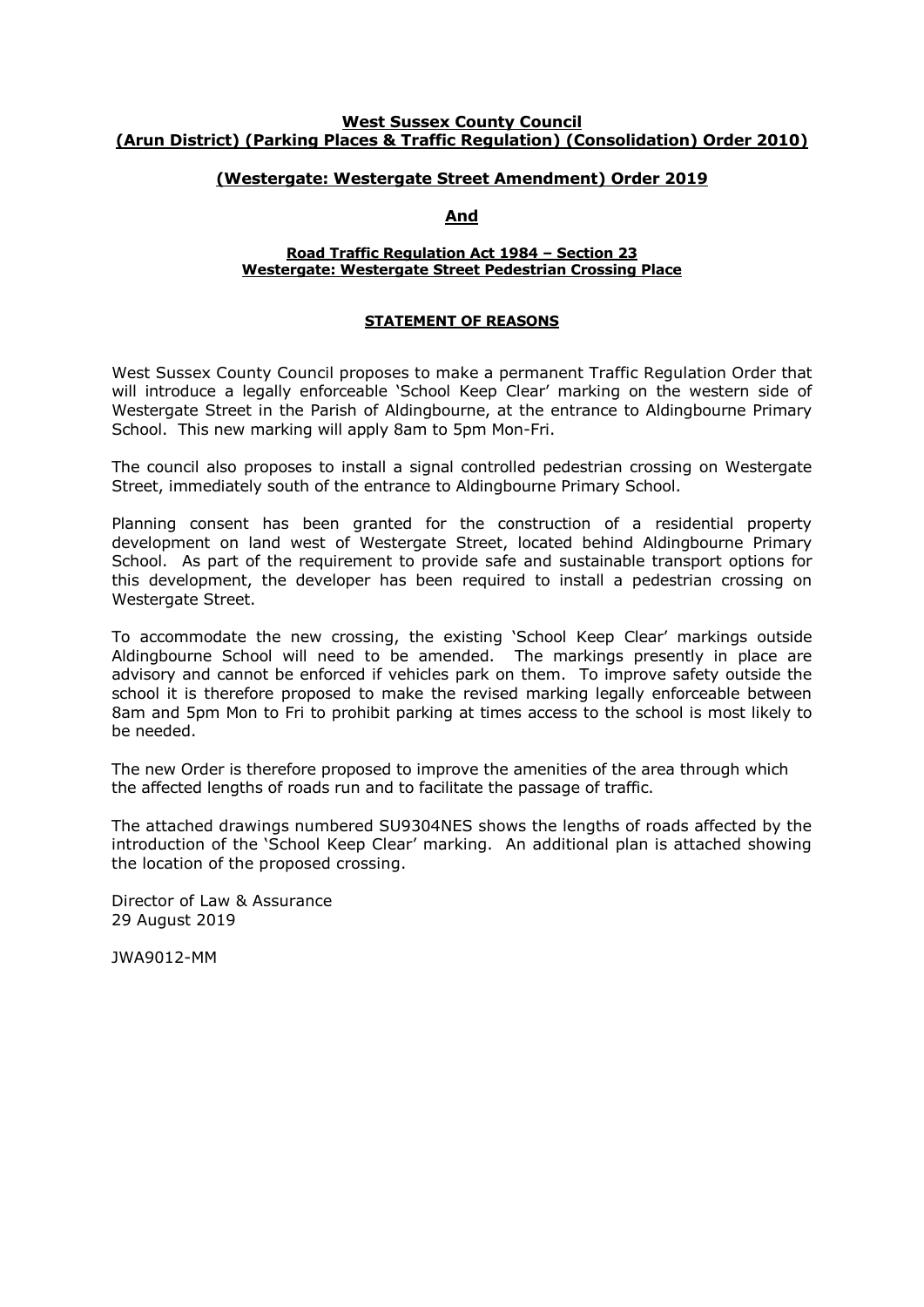**West Sussex County Council**
**(Arun District) (Parking Places & Traffic Regulation) (Consolidation) Order 2010)**

**(Westergate: Westergate Street Amendment) Order 2019**

**And**

**Road Traffic Regulation Act 1984 – Section 23**
**Westergate: Westergate Street Pedestrian Crossing Place**

**STATEMENT OF REASONS**

West Sussex County Council proposes to make a permanent Traffic Regulation Order that will introduce a legally enforceable 'School Keep Clear' marking on the western side of Westergate Street in the Parish of Aldingbourne, at the entrance to Aldingbourne Primary School. This new marking will apply 8am to 5pm Mon-Fri.

The council also proposes to install a signal controlled pedestrian crossing on Westergate Street, immediately south of the entrance to Aldingbourne Primary School.

Planning consent has been granted for the construction of a residential property development on land west of Westergate Street, located behind Aldingbourne Primary School. As part of the requirement to provide safe and sustainable transport options for this development, the developer has been required to install a pedestrian crossing on Westergate Street.

To accommodate the new crossing, the existing 'School Keep Clear' markings outside Aldingbourne School will need to be amended. The markings presently in place are advisory and cannot be enforced if vehicles park on them. To improve safety outside the school it is therefore proposed to make the revised marking legally enforceable between 8am and 5pm Mon to Fri to prohibit parking at times access to the school is most likely to be needed.

The new Order is therefore proposed to improve the amenities of the area through which the affected lengths of roads run and to facilitate the passage of traffic.

The attached drawings numbered SU9304NES shows the lengths of roads affected by the introduction of the 'School Keep Clear' marking. An additional plan is attached showing the location of the proposed crossing.

Director of Law & Assurance
29 August 2019

JWA9012-MM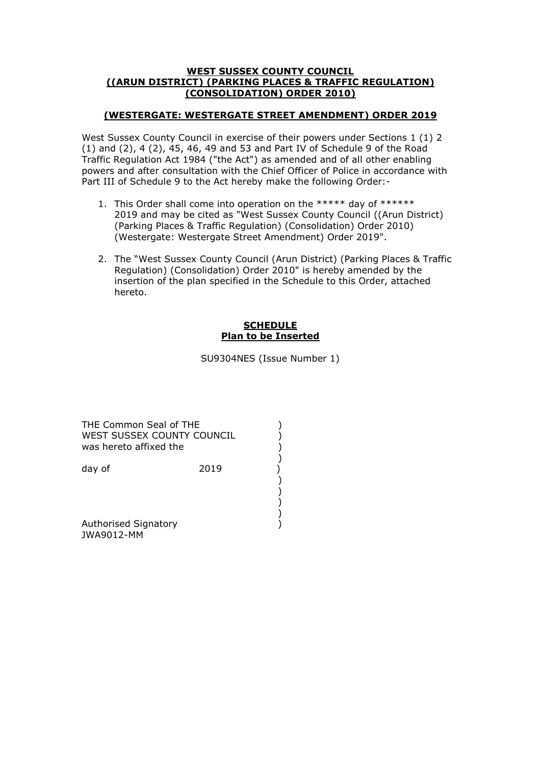**WEST SUSSEX COUNTY COUNCIL**
**((ARUN DISTRICT) (PARKING PLACES & TRAFFIC REGULATION) (CONSOLIDATION) ORDER 2010)**

**(WESTERGATE: WESTERGATE STREET AMENDMENT) ORDER 2019**

West Sussex County Council in exercise of their powers under Sections 1 (1) 2 (1) and (2), 4 (2), 45, 46, 49 and 53 and Part IV of Schedule 9 of the Road Traffic Regulation Act 1984 ("the Act") as amended and of all other enabling powers and after consultation with the Chief Officer of Police in accordance with Part III of Schedule 9 to the Act hereby make the following Order:-

1. This Order shall come into operation on the ***** day of ****** 2019 and may be cited as "West Sussex County Council ((Arun District) (Parking Places & Traffic Regulation) (Consolidation) Order 2010) (Westergate: Westergate Street Amendment) Order 2019".

2. The "West Sussex County Council (Arun District) (Parking Places & Traffic Regulation) (Consolidation) Order 2010" is hereby amended by the insertion of the plan specified in the Schedule to this Order, attached hereto.

**SCHEDULE**
**Plan to be Inserted**

SU9304NES (Issue Number 1)

THE Common Seal of THE )
WEST SUSSEX COUNTY COUNCIL )
was hereto affixed the )

day of 2019 )

Authorised Signatory )
JWA9012-MM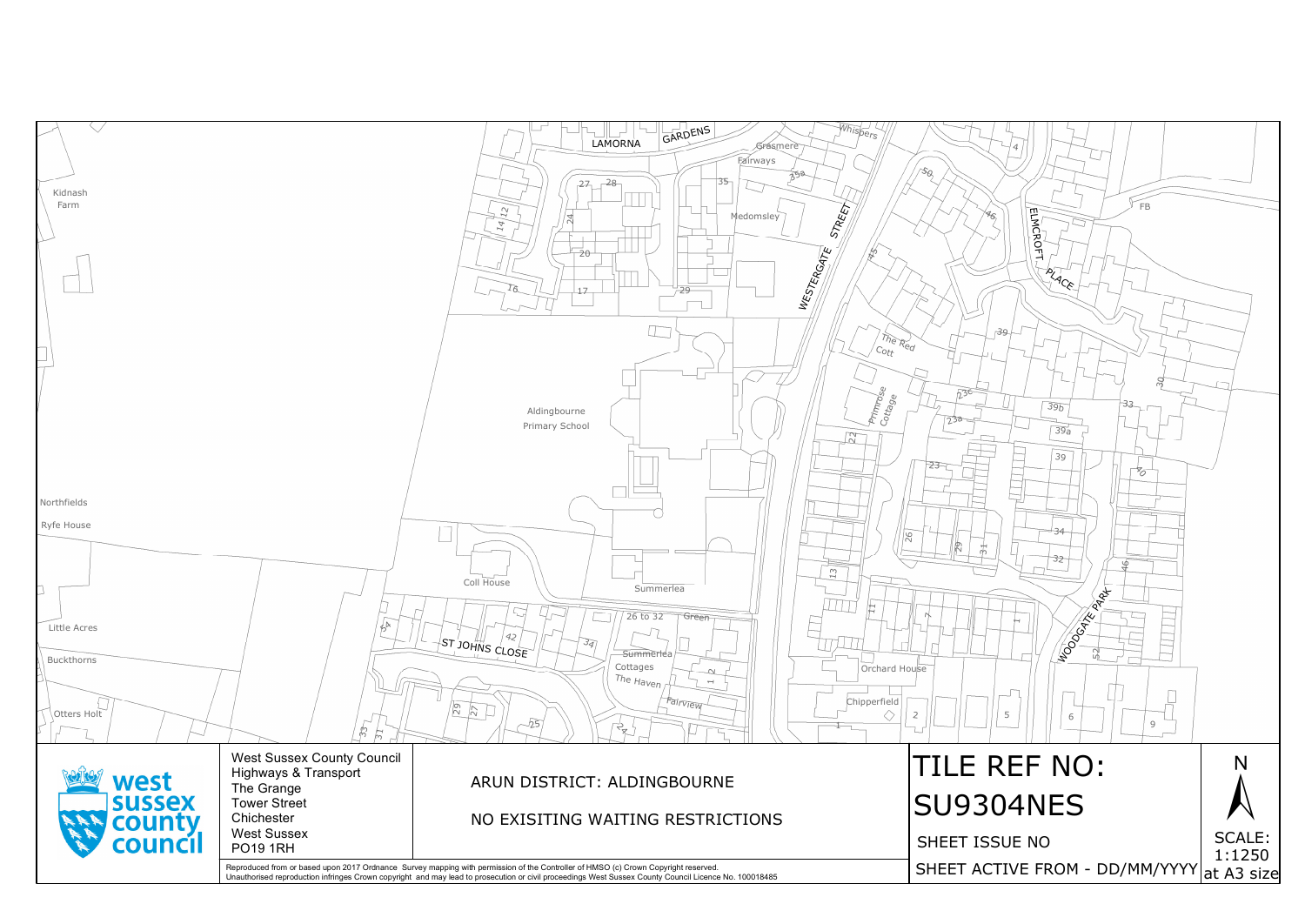West Sussex County Council
Highways & Transport
The Grange
Tower Street
Chichester
West Sussex
PO19 1RH

ARUN DISTRICT: ALDINGBOURNE

NO EXISITING WAITING RESTRICTIONS

# TILE REF NO:

# SU9304NES

SHEET ISSUE NO

SHEET ACTIVE FROM - DD/MM/YYYY

N

SCALE:
1:1250
at A3 size

Reproduced from or based upon 2017 Ordnance Survey mapping with permission of the Controller of HMSO (c) Crown Copyright reserved.
Unauthorised reproduction infringes Crown copyright and may lead to prosecution or civil proceedings West Sussex County Council Licence No. 100018485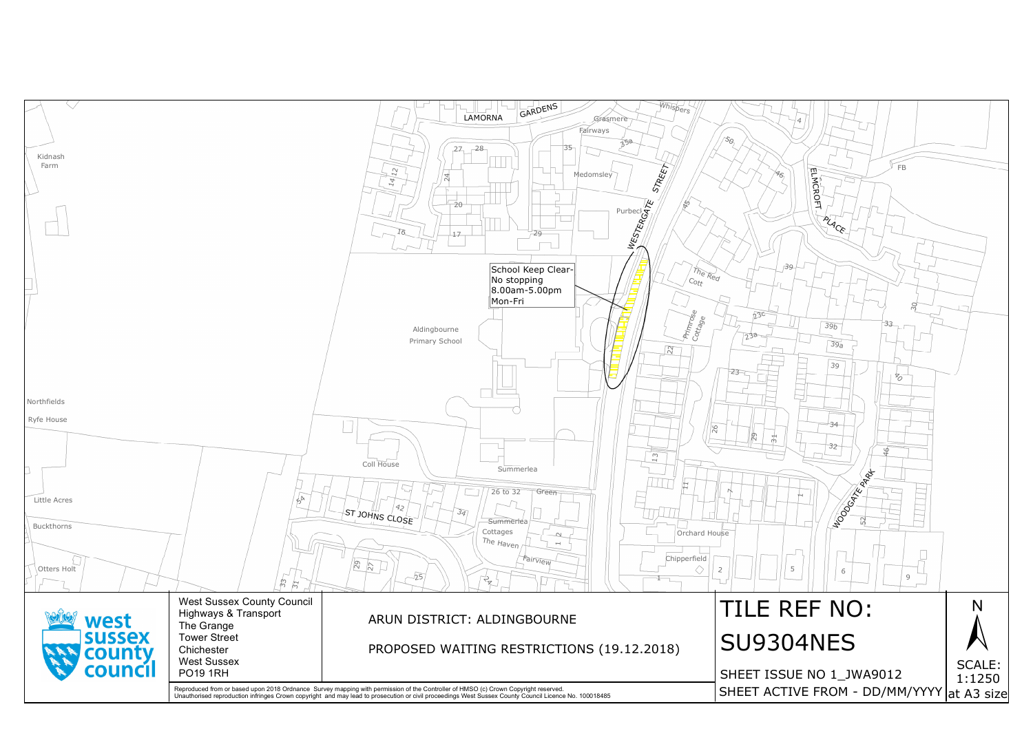School Keep Clear-
No stopping
8.00am-5.00pm
Mon-Fri

West Sussex County Council
Highways & Transport
The Grange
Tower Street
Chichester
West Sussex
PO19 1RH

ARUN DISTRICT: ALDINGBOURNE

PROPOSED WAITING RESTRICTIONS (19.12.2018)

# TILE REF NO: SU9304NES

SHEET ISSUE NO 1_JWA9012

SHEET ACTIVE FROM - DD/MM/YYYY

SCALE: 1:1250 at A3 size

Reproduced from or based upon 2018 Ordnance Survey mapping with permission of the Controller of HMSO (c) Crown Copyright reserved.
Unauthorised reproduction infringes Crown copyright and may lead to prosecution or civil proceedings West Sussex County Council Licence No. 100018485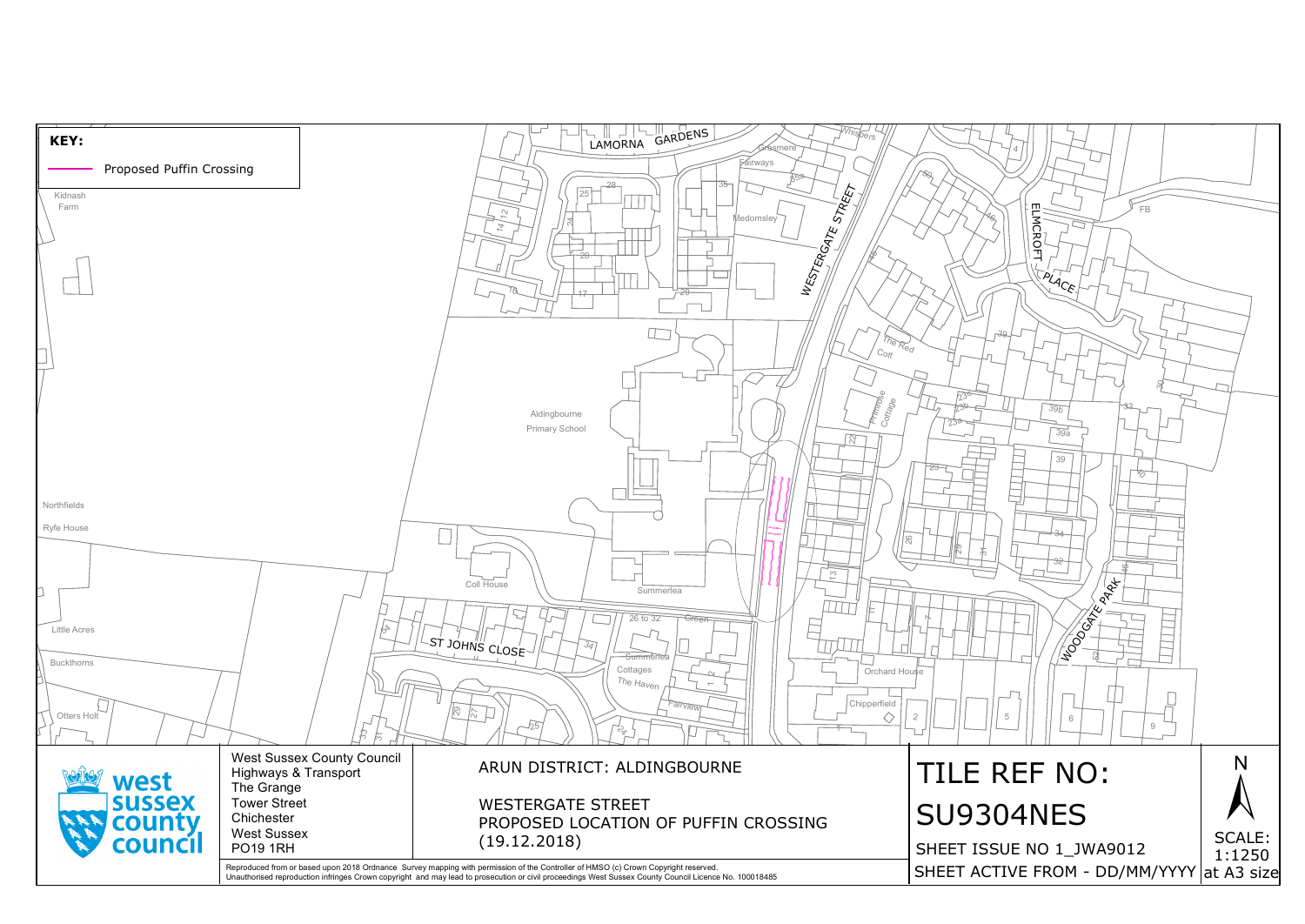**KEY:**

Proposed Puffin Crossing

Kidnash Farm

LAMORNA GARDENS

Grasmere

Fairways

Medomsley

Whispers

WESTERGATE STREET

ELMCROFT PLACE

FB

The Red Cott

Primrose Cottage

Aldingbourne Primary School

Northfields

Ryfe House

Coll House

Summerlea

26 to 32

Green

ST JOHNS CLOSE

Summerlea Cottages

The Haven

Fairview

Little Acres

Buckthorns

Otters Holt

Orchard House

Chipperfield

WOODGATE PARK

39b

39a

West Sussex County Council
Highways & Transport
The Grange
Tower Street
Chichester
West Sussex
PO19 1RH

ARUN DISTRICT: ALDINGBOURNE

WESTERGATE STREET
PROPOSED LOCATION OF PUFFIN CROSSING
(19.12.2018)

TILE REF NO:
SU9304NES

SHEET ISSUE NO 1_JWA9012

SHEET ACTIVE FROM - DD/MM/YYYY

N

SCALE:
1:1250
at A3 size

Reproduced from or based upon 2018 Ordnance Survey mapping with permission of the Controller of HMSO (c) Crown Copyright reserved.
Unauthorised reproduction infringes Crown copyright and may lead to prosecution or civil proceedings West Sussex County Council Licence No. 100018485